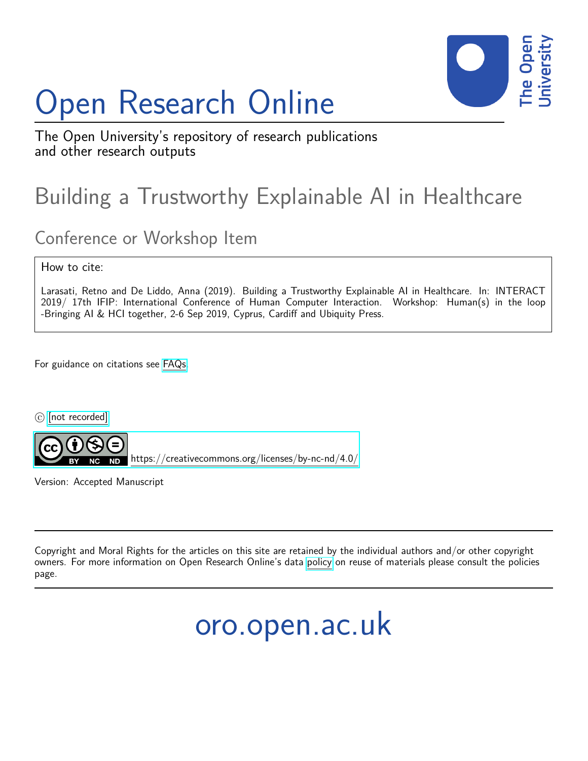# Open Research Online

The Open University's repository of research publications and other research outputs

## Building a Trustworthy Explainable AI in Healthcare

### Conference or Workshop Item

How to cite:

Larasati, Retno and De Liddo, Anna (2019). Building a Trustworthy Explainable AI in Healthcare. In: INTERACT 2019/ 17th IFIP: International Conference of Human Computer Interaction. Workshop: Human(s) in the loop -Bringing AI & HCI together, 2-6 Sep 2019, Cyprus, Cardiff and Ubiquity Press.

For guidance on citations see FAQs.

© [not recorded]

https://creativecommons.org/licenses/by-nc-nd/4.0/

Version: Accepted Manuscript

Copyright and Moral Rights for the articles on this site are retained by the individual authors and/or other copyright owners. For more information on Open Research Online's data policy on reuse of materials please consult the policies page.

oro.open.ac.uk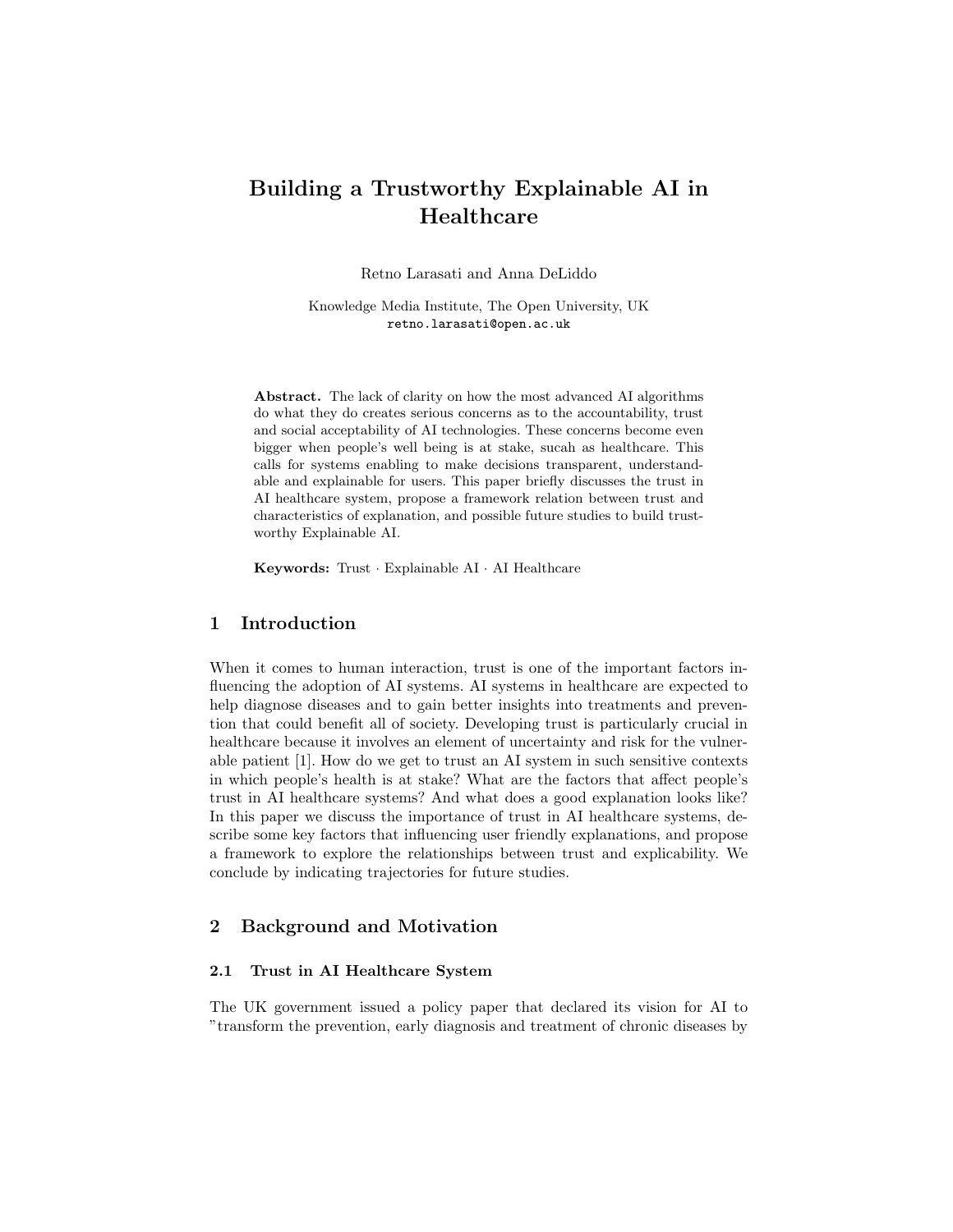# Building a Trustworthy Explainable AI in Healthcare

Retno Larasati and Anna DeLiddo

Knowledge Media Institute, The Open University, UK
retno.larasati@open.ac.uk

**Abstract.** The lack of clarity on how the most advanced AI algorithms do what they do creates serious concerns as to the accountability, trust and social acceptability of AI technologies. These concerns become even bigger when people's well being is at stake, sucah as healthcare. This calls for systems enabling to make decisions transparent, understandable and explainable for users. This paper briefly discusses the trust in AI healthcare system, propose a framework relation between trust and characteristics of explanation, and possible future studies to build trustworthy Explainable AI.

**Keywords:** Trust · Explainable AI · AI Healthcare

## 1 Introduction

When it comes to human interaction, trust is one of the important factors influencing the adoption of AI systems. AI systems in healthcare are expected to help diagnose diseases and to gain better insights into treatments and prevention that could benefit all of society. Developing trust is particularly crucial in healthcare because it involves an element of uncertainty and risk for the vulnerable patient [1]. How do we get to trust an AI system in such sensitive contexts in which people's health is at stake? What are the factors that affect people's trust in AI healthcare systems? And what does a good explanation looks like? In this paper we discuss the importance of trust in AI healthcare systems, describe some key factors that influencing user friendly explanations, and propose a framework to explore the relationships between trust and explicability. We conclude by indicating trajectories for future studies.

## 2 Background and Motivation

### 2.1 Trust in AI Healthcare System

The UK government issued a policy paper that declared its vision for AI to "transform the prevention, early diagnosis and treatment of chronic diseases by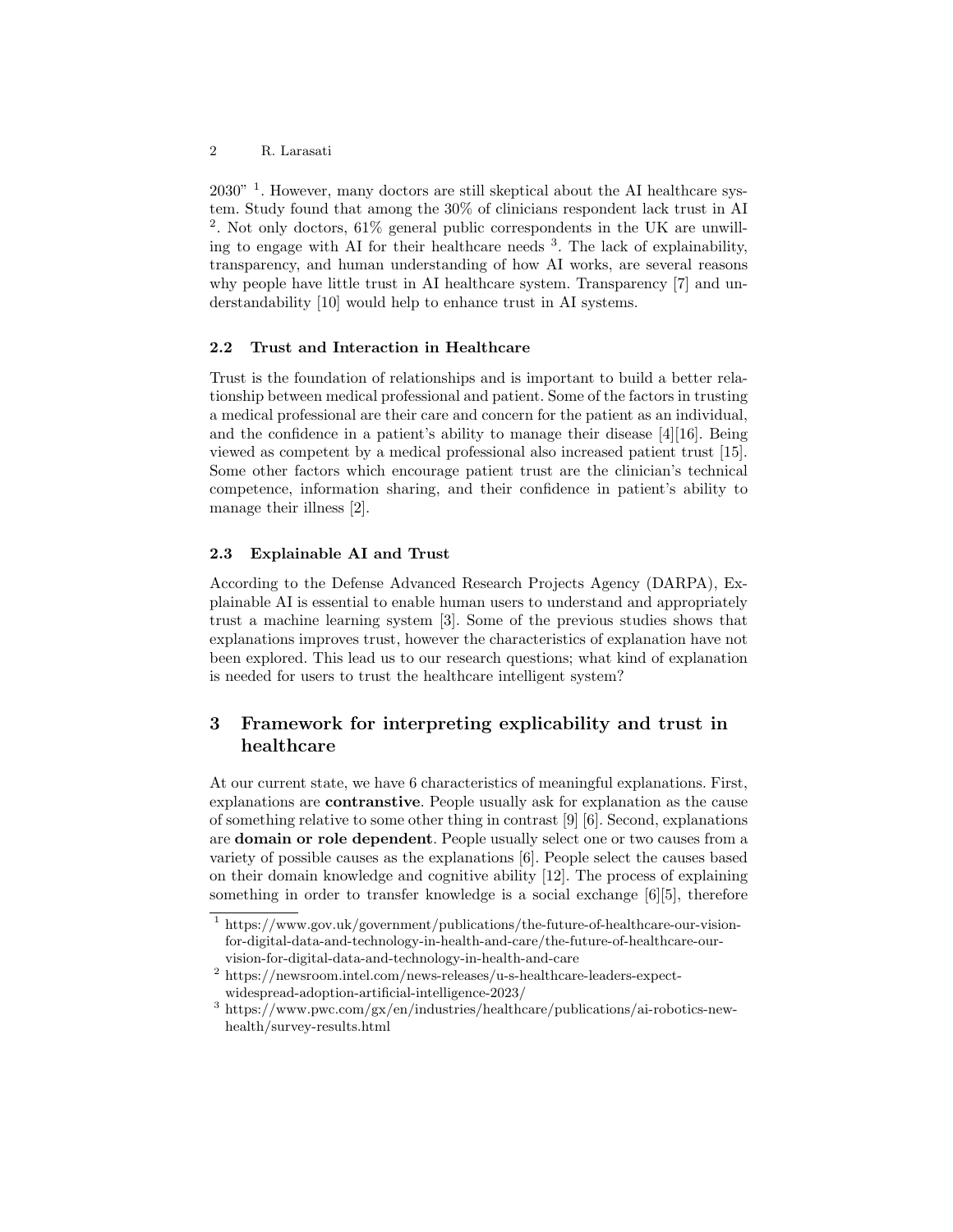2030" [1]. However, many doctors are still skeptical about the AI healthcare system. Study found that among the 30% of clinicians respondent lack trust in AI [2]. Not only doctors, 61% general public correspondents in the UK are unwilling to engage with AI for their healthcare needs [3]. The lack of explainability, transparency, and human understanding of how AI works, are several reasons why people have little trust in AI healthcare system. Transparency [7] and understandability [10] would help to enhance trust in AI systems.

### 2.2 Trust and Interaction in Healthcare

Trust is the foundation of relationships and is important to build a better relationship between medical professional and patient. Some of the factors in trusting a medical professional are their care and concern for the patient as an individual, and the confidence in a patient's ability to manage their disease [4][16]. Being viewed as competent by a medical professional also increased patient trust [15]. Some other factors which encourage patient trust are the clinician's technical competence, information sharing, and their confidence in patient's ability to manage their illness [2].

### 2.3 Explainable AI and Trust

According to the Defense Advanced Research Projects Agency (DARPA), Explainable AI is essential to enable human users to understand and appropriately trust a machine learning system [3]. Some of the previous studies shows that explanations improves trust, however the characteristics of explanation have not been explored. This lead us to our research questions; what kind of explanation is needed for users to trust the healthcare intelligent system?

## 3 Framework for interpreting explicability and trust in healthcare

At our current state, we have 6 characteristics of meaningful explanations. First, explanations are **contranstive**. People usually ask for explanation as the cause of something relative to some other thing in contrast [9] [6]. Second, explanations are **domain or role dependent**. People usually select one or two causes from a variety of possible causes as the explanations [6]. People select the causes based on their domain knowledge and cognitive ability [12]. The process of explaining something in order to transfer knowledge is a social exchange [6][5], therefore

[1] https://www.gov.uk/government/publications/the-future-of-healthcare-our-vision-for-digital-data-and-technology-in-health-and-care/the-future-of-healthcare-our-vision-for-digital-data-and-technology-in-health-and-care

[2] https://newsroom.intel.com/news-releases/u-s-healthcare-leaders-expect-widespread-adoption-artificial-intelligence-2023/

[3] https://www.pwc.com/gx/en/industries/healthcare/publications/ai-robotics-new-health/survey-results.html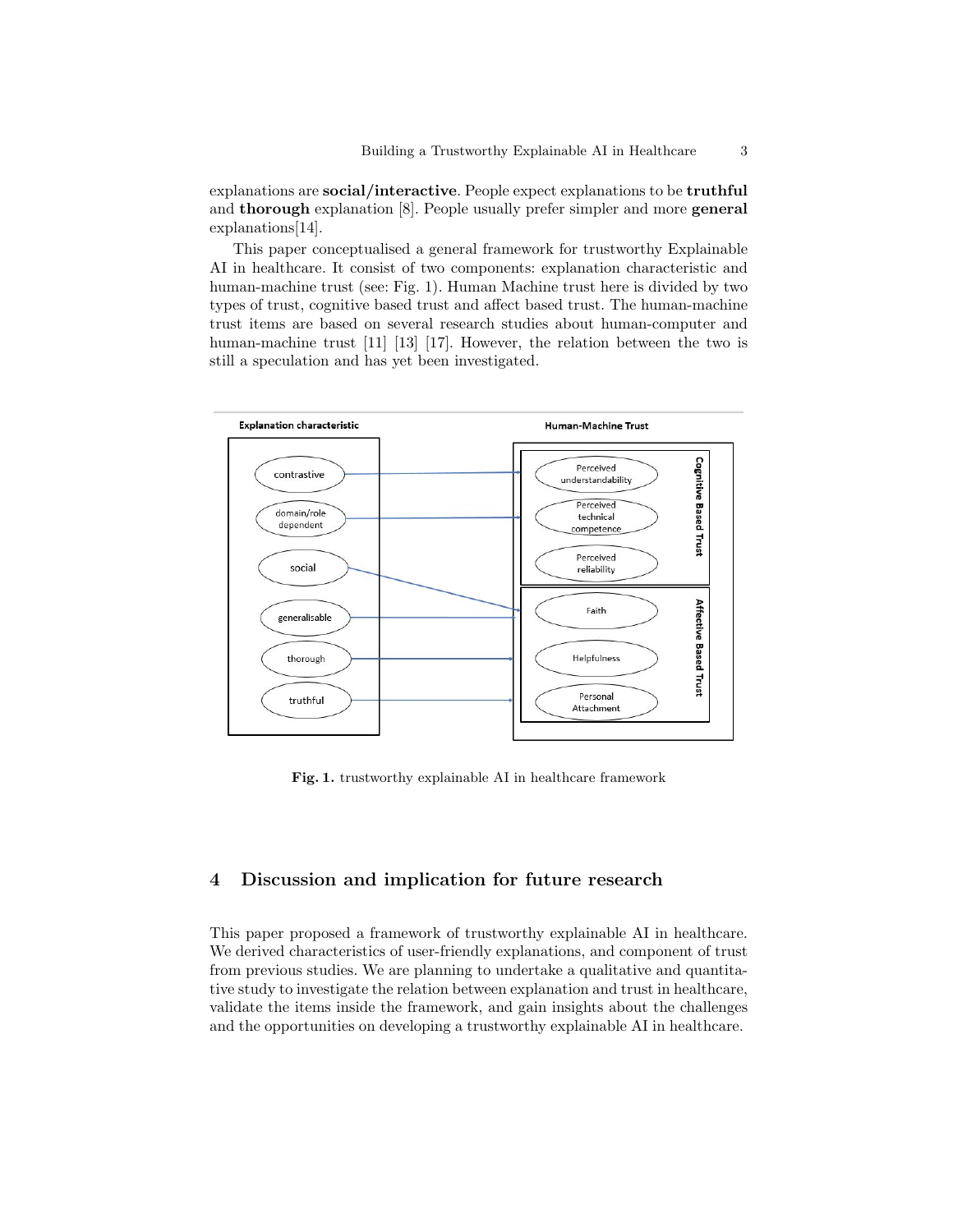explanations are **social/interactive**. People expect explanations to be **truthful** and **thorough** explanation [8]. People usually prefer simpler and more **general** explanations[14].

This paper conceptualised a general framework for trustworthy Explainable AI in healthcare. It consist of two components: explanation characteristic and human-machine trust (see: Fig. 1). Human Machine trust here is divided by two types of trust, cognitive based trust and affect based trust. The human-machine trust items are based on several research studies about human-computer and human-machine trust [11] [13] [17]. However, the relation between the two is still a speculation and has yet been investigated.

**Fig. 1.** trustworthy explainable AI in healthcare framework

## 4 Discussion and implication for future research

This paper proposed a framework of trustworthy explainable AI in healthcare. We derived characteristics of user-friendly explanations, and component of trust from previous studies. We are planning to undertake a qualitative and quantitative study to investigate the relation between explanation and trust in healthcare, validate the items inside the framework, and gain insights about the challenges and the opportunities on developing a trustworthy explainable AI in healthcare.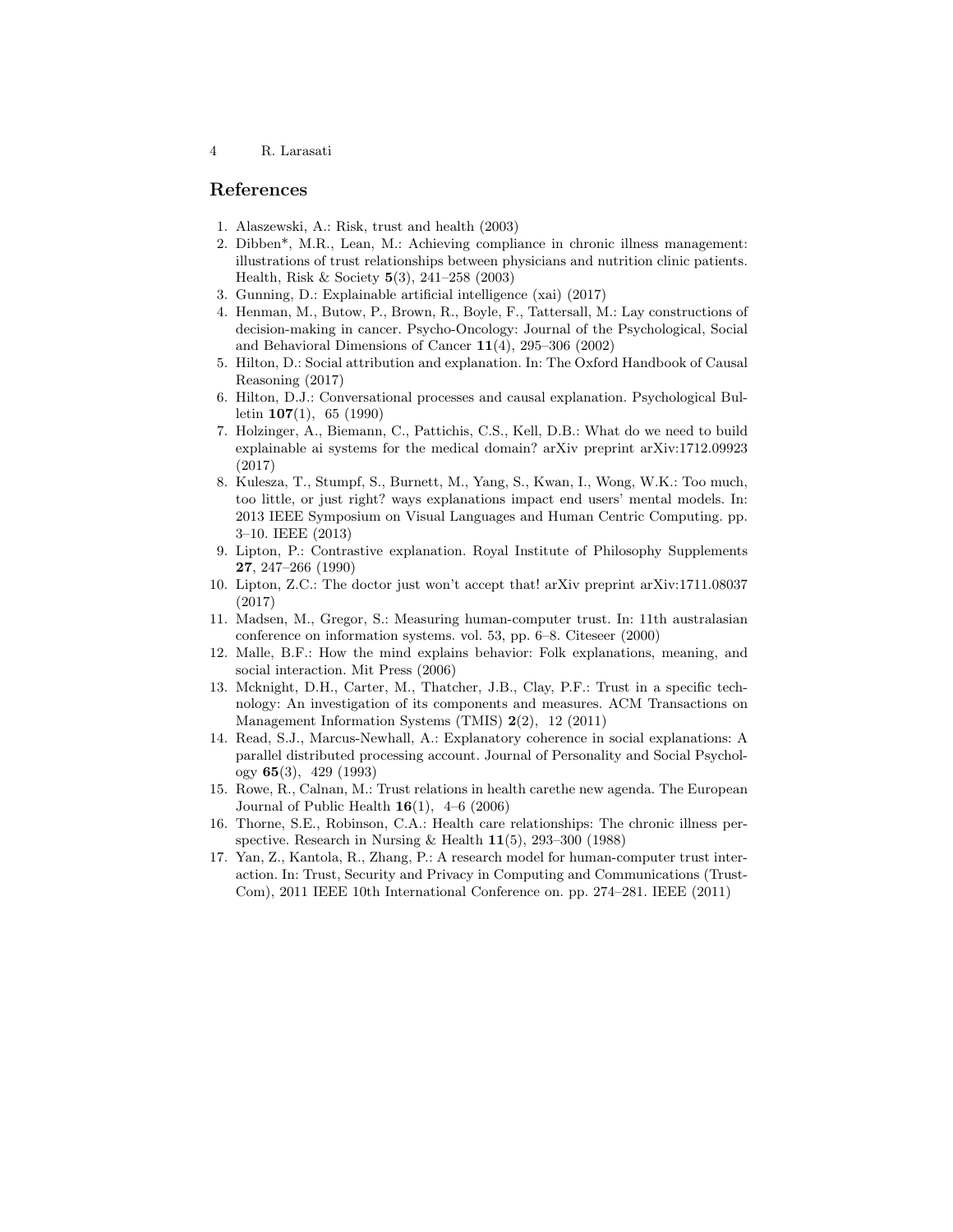## References

1. Alaszewski, A.: Risk, trust and health (2003)
2. Dibben*, M.R., Lean, M.: Achieving compliance in chronic illness management: illustrations of trust relationships between physicians and nutrition clinic patients. Health, Risk & Society **5**(3), 241–258 (2003)
3. Gunning, D.: Explainable artificial intelligence (xai) (2017)
4. Henman, M., Butow, P., Brown, R., Boyle, F., Tattersall, M.: Lay constructions of decision-making in cancer. Psycho-Oncology: Journal of the Psychological, Social and Behavioral Dimensions of Cancer **11**(4), 295–306 (2002)
5. Hilton, D.: Social attribution and explanation. In: The Oxford Handbook of Causal Reasoning (2017)
6. Hilton, D.J.: Conversational processes and causal explanation. Psychological Bulletin **107**(1), 65 (1990)
7. Holzinger, A., Biemann, C., Pattichis, C.S., Kell, D.B.: What do we need to build explainable ai systems for the medical domain? arXiv preprint arXiv:1712.09923 (2017)
8. Kulesza, T., Stumpf, S., Burnett, M., Yang, S., Kwan, I., Wong, W.K.: Too much, too little, or just right? ways explanations impact end users' mental models. In: 2013 IEEE Symposium on Visual Languages and Human Centric Computing. pp. 3–10. IEEE (2013)
9. Lipton, P.: Contrastive explanation. Royal Institute of Philosophy Supplements **27**, 247–266 (1990)
10. Lipton, Z.C.: The doctor just won't accept that! arXiv preprint arXiv:1711.08037 (2017)
11. Madsen, M., Gregor, S.: Measuring human-computer trust. In: 11th australasian conference on information systems. vol. 53, pp. 6–8. Citeseer (2000)
12. Malle, B.F.: How the mind explains behavior: Folk explanations, meaning, and social interaction. Mit Press (2006)
13. Mcknight, D.H., Carter, M., Thatcher, J.B., Clay, P.F.: Trust in a specific technology: An investigation of its components and measures. ACM Transactions on Management Information Systems (TMIS) **2**(2), 12 (2011)
14. Read, S.J., Marcus-Newhall, A.: Explanatory coherence in social explanations: A parallel distributed processing account. Journal of Personality and Social Psychology **65**(3), 429 (1993)
15. Rowe, R., Calnan, M.: Trust relations in health carethe new agenda. The European Journal of Public Health **16**(1), 4–6 (2006)
16. Thorne, S.E., Robinson, C.A.: Health care relationships: The chronic illness perspective. Research in Nursing & Health **11**(5), 293–300 (1988)
17. Yan, Z., Kantola, R., Zhang, P.: A research model for human-computer trust interaction. In: Trust, Security and Privacy in Computing and Communications (TrustCom), 2011 IEEE 10th International Conference on. pp. 274–281. IEEE (2011)